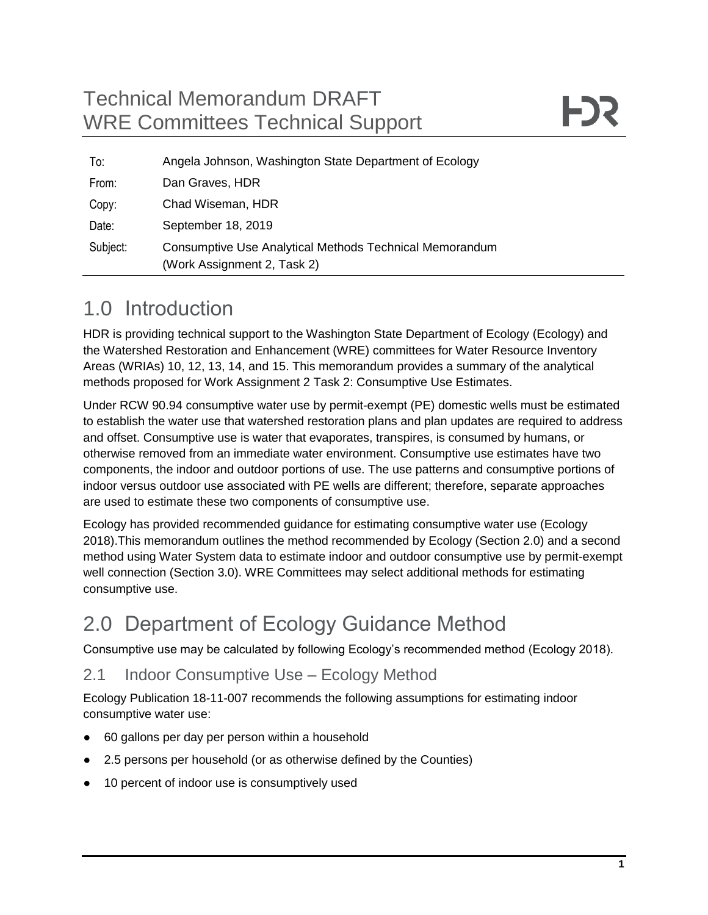# Technical Memorandum DRAFT
# WRE Committees Technical Support

| To: | Angela Johnson, Washington State Department of Ecology |
|---|---|
| From: | Dan Graves, HDR |
| Copy: | Chad Wiseman, HDR |
| Date: | September 18, 2019 |
| Subject: | Consumptive Use Analytical Methods Technical Memorandum (Work Assignment 2, Task 2) |

# 1.0 Introduction

HDR is providing technical support to the Washington State Department of Ecology (Ecology) and the Watershed Restoration and Enhancement (WRE) committees for Water Resource Inventory Areas (WRIAs) 10, 12, 13, 14, and 15. This memorandum provides a summary of the analytical methods proposed for Work Assignment 2 Task 2: Consumptive Use Estimates.

Under RCW 90.94 consumptive water use by permit-exempt (PE) domestic wells must be estimated to establish the water use that watershed restoration plans and plan updates are required to address and offset. Consumptive use is water that evaporates, transpires, is consumed by humans, or otherwise removed from an immediate water environment. Consumptive use estimates have two components, the indoor and outdoor portions of use. The use patterns and consumptive portions of indoor versus outdoor use associated with PE wells are different; therefore, separate approaches are used to estimate these two components of consumptive use.

Ecology has provided recommended guidance for estimating consumptive water use (Ecology 2018).This memorandum outlines the method recommended by Ecology (Section 2.0) and a second method using Water System data to estimate indoor and outdoor consumptive use by permit-exempt well connection (Section 3.0). WRE Committees may select additional methods for estimating consumptive use.

# 2.0 Department of Ecology Guidance Method

Consumptive use may be calculated by following Ecology's recommended method (Ecology 2018).

## 2.1 Indoor Consumptive Use – Ecology Method

Ecology Publication 18-11-007 recommends the following assumptions for estimating indoor consumptive water use:

- 60 gallons per day per person within a household
- 2.5 persons per household (or as otherwise defined by the Counties)
- 10 percent of indoor use is consumptively used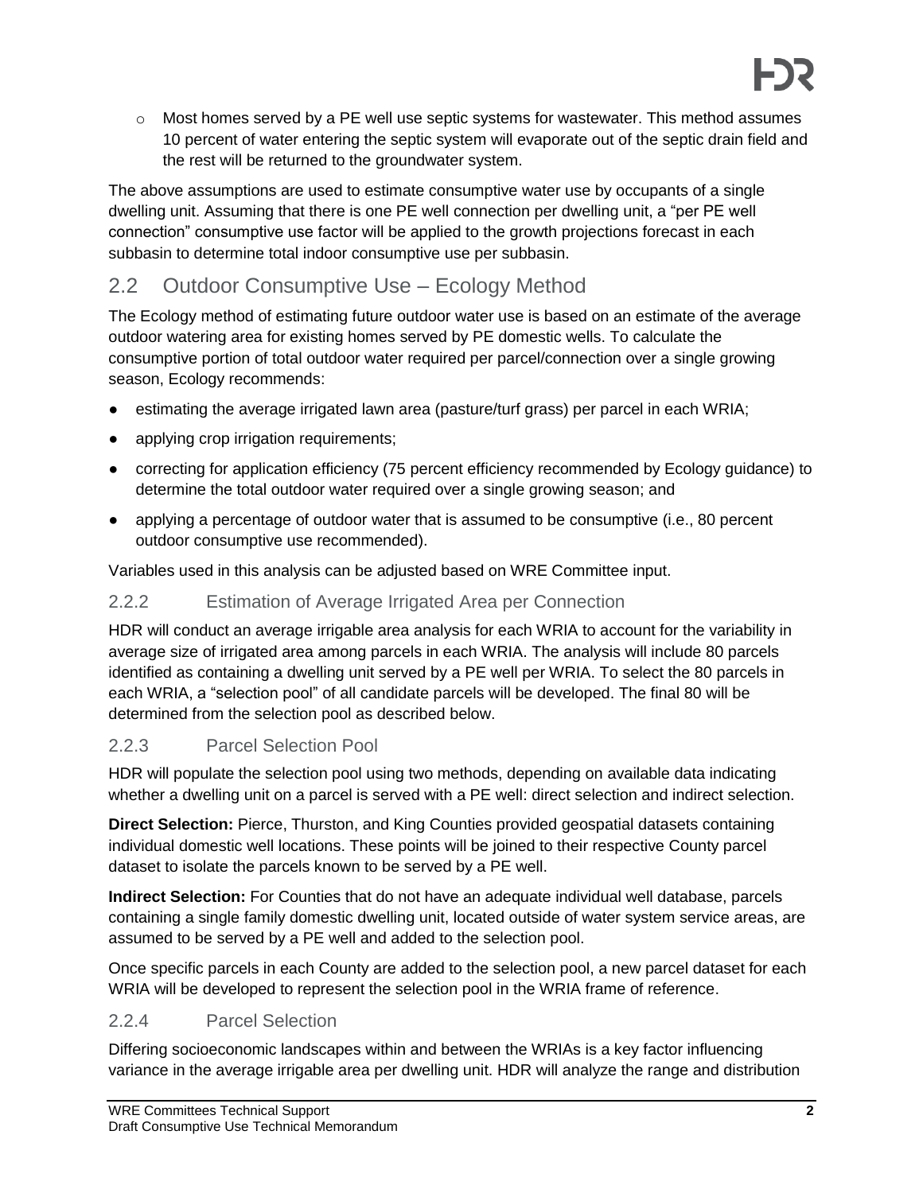- Most homes served by a PE well use septic systems for wastewater. This method assumes 10 percent of water entering the septic system will evaporate out of the septic drain field and the rest will be returned to the groundwater system.

The above assumptions are used to estimate consumptive water use by occupants of a single dwelling unit. Assuming that there is one PE well connection per dwelling unit, a "per PE well connection" consumptive use factor will be applied to the growth projections forecast in each subbasin to determine total indoor consumptive use per subbasin.

## 2.2 Outdoor Consumptive Use – Ecology Method

The Ecology method of estimating future outdoor water use is based on an estimate of the average outdoor watering area for existing homes served by PE domestic wells. To calculate the consumptive portion of total outdoor water required per parcel/connection over a single growing season, Ecology recommends:

- estimating the average irrigated lawn area (pasture/turf grass) per parcel in each WRIA;
- applying crop irrigation requirements;
- correcting for application efficiency (75 percent efficiency recommended by Ecology guidance) to determine the total outdoor water required over a single growing season; and
- applying a percentage of outdoor water that is assumed to be consumptive (i.e., 80 percent outdoor consumptive use recommended).

Variables used in this analysis can be adjusted based on WRE Committee input.

### 2.2.2 Estimation of Average Irrigated Area per Connection

HDR will conduct an average irrigable area analysis for each WRIA to account for the variability in average size of irrigated area among parcels in each WRIA. The analysis will include 80 parcels identified as containing a dwelling unit served by a PE well per WRIA. To select the 80 parcels in each WRIA, a "selection pool" of all candidate parcels will be developed. The final 80 will be determined from the selection pool as described below.

### 2.2.3 Parcel Selection Pool

HDR will populate the selection pool using two methods, depending on available data indicating whether a dwelling unit on a parcel is served with a PE well: direct selection and indirect selection.

**Direct Selection:** Pierce, Thurston, and King Counties provided geospatial datasets containing individual domestic well locations. These points will be joined to their respective County parcel dataset to isolate the parcels known to be served by a PE well.

**Indirect Selection:** For Counties that do not have an adequate individual well database, parcels containing a single family domestic dwelling unit, located outside of water system service areas, are assumed to be served by a PE well and added to the selection pool.

Once specific parcels in each County are added to the selection pool, a new parcel dataset for each WRIA will be developed to represent the selection pool in the WRIA frame of reference.

### 2.2.4 Parcel Selection

Differing socioeconomic landscapes within and between the WRIAs is a key factor influencing variance in the average irrigable area per dwelling unit. HDR will analyze the range and distribution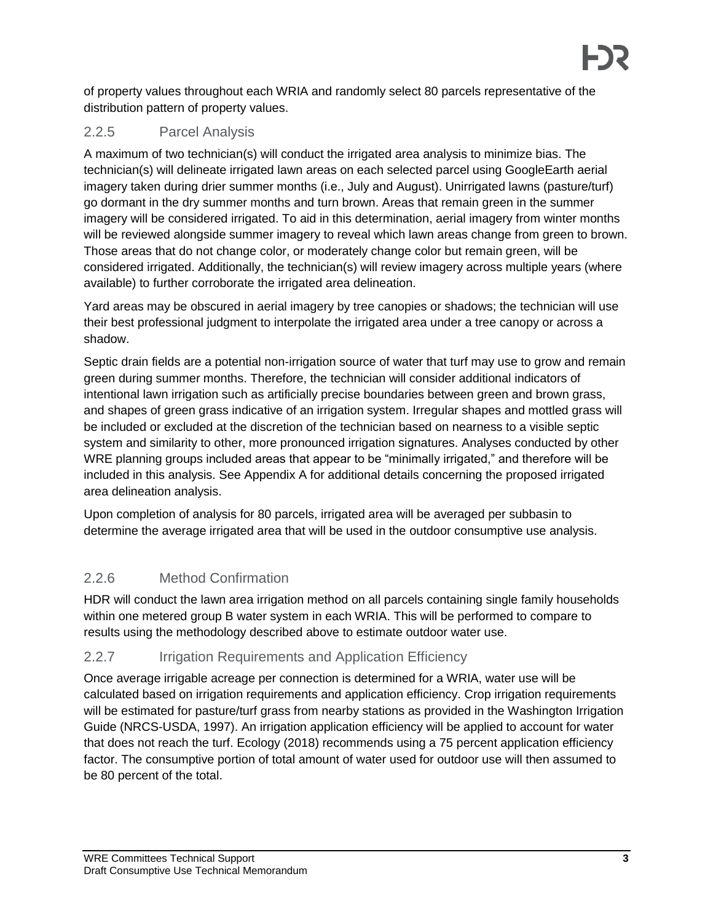of property values throughout each WRIA and randomly select 80 parcels representative of the distribution pattern of property values.

### 2.2.5 Parcel Analysis

A maximum of two technician(s) will conduct the irrigated area analysis to minimize bias. The technician(s) will delineate irrigated lawn areas on each selected parcel using GoogleEarth aerial imagery taken during drier summer months (i.e., July and August). Unirrigated lawns (pasture/turf) go dormant in the dry summer months and turn brown. Areas that remain green in the summer imagery will be considered irrigated. To aid in this determination, aerial imagery from winter months will be reviewed alongside summer imagery to reveal which lawn areas change from green to brown. Those areas that do not change color, or moderately change color but remain green, will be considered irrigated. Additionally, the technician(s) will review imagery across multiple years (where available) to further corroborate the irrigated area delineation.

Yard areas may be obscured in aerial imagery by tree canopies or shadows; the technician will use their best professional judgment to interpolate the irrigated area under a tree canopy or across a shadow.

Septic drain fields are a potential non-irrigation source of water that turf may use to grow and remain green during summer months. Therefore, the technician will consider additional indicators of intentional lawn irrigation such as artificially precise boundaries between green and brown grass, and shapes of green grass indicative of an irrigation system. Irregular shapes and mottled grass will be included or excluded at the discretion of the technician based on nearness to a visible septic system and similarity to other, more pronounced irrigation signatures. Analyses conducted by other WRE planning groups included areas that appear to be "minimally irrigated," and therefore will be included in this analysis. See Appendix A for additional details concerning the proposed irrigated area delineation analysis.

Upon completion of analysis for 80 parcels, irrigated area will be averaged per subbasin to determine the average irrigated area that will be used in the outdoor consumptive use analysis.

### 2.2.6 Method Confirmation

HDR will conduct the lawn area irrigation method on all parcels containing single family households within one metered group B water system in each WRIA. This will be performed to compare to results using the methodology described above to estimate outdoor water use.

### 2.2.7 Irrigation Requirements and Application Efficiency

Once average irrigable acreage per connection is determined for a WRIA, water use will be calculated based on irrigation requirements and application efficiency. Crop irrigation requirements will be estimated for pasture/turf grass from nearby stations as provided in the Washington Irrigation Guide (NRCS-USDA, 1997). An irrigation application efficiency will be applied to account for water that does not reach the turf. Ecology (2018) recommends using a 75 percent application efficiency factor. The consumptive portion of total amount of water used for outdoor use will then assumed to be 80 percent of the total.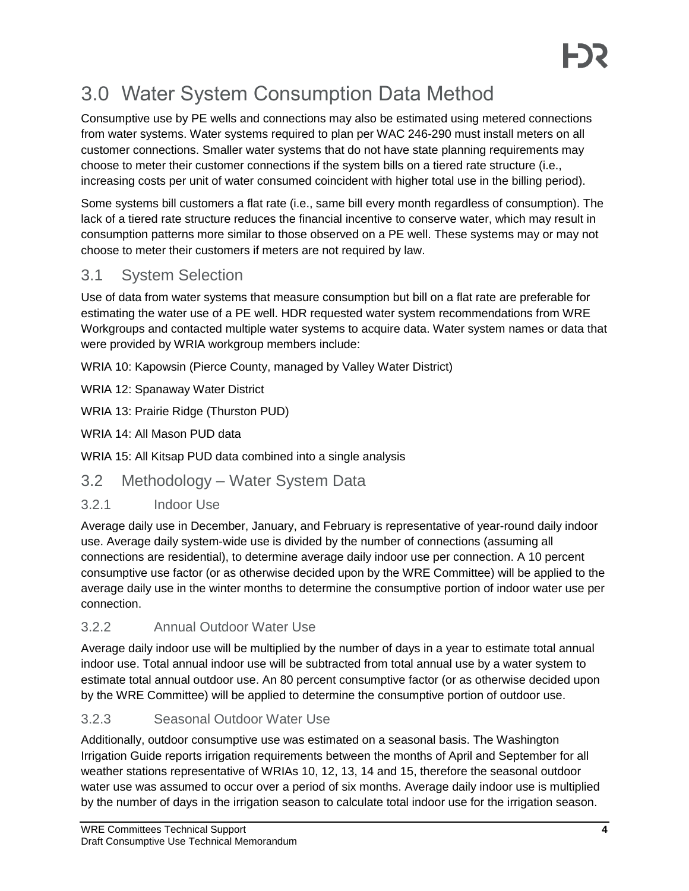# 3.0 Water System Consumption Data Method

Consumptive use by PE wells and connections may also be estimated using metered connections from water systems. Water systems required to plan per WAC 246-290 must install meters on all customer connections. Smaller water systems that do not have state planning requirements may choose to meter their customer connections if the system bills on a tiered rate structure (i.e., increasing costs per unit of water consumed coincident with higher total use in the billing period).

Some systems bill customers a flat rate (i.e., same bill every month regardless of consumption). The lack of a tiered rate structure reduces the financial incentive to conserve water, which may result in consumption patterns more similar to those observed on a PE well. These systems may or may not choose to meter their customers if meters are not required by law.

## 3.1 System Selection

Use of data from water systems that measure consumption but bill on a flat rate are preferable for estimating the water use of a PE well. HDR requested water system recommendations from WRE Workgroups and contacted multiple water systems to acquire data. Water system names or data that were provided by WRIA workgroup members include:

WRIA 10: Kapowsin (Pierce County, managed by Valley Water District)

WRIA 12: Spanaway Water District

WRIA 13: Prairie Ridge (Thurston PUD)

WRIA 14: All Mason PUD data

WRIA 15: All Kitsap PUD data combined into a single analysis

## 3.2 Methodology – Water System Data

### 3.2.1 Indoor Use

Average daily use in December, January, and February is representative of year-round daily indoor use. Average daily system-wide use is divided by the number of connections (assuming all connections are residential), to determine average daily indoor use per connection. A 10 percent consumptive use factor (or as otherwise decided upon by the WRE Committee) will be applied to the average daily use in the winter months to determine the consumptive portion of indoor water use per connection.

### 3.2.2 Annual Outdoor Water Use

Average daily indoor use will be multiplied by the number of days in a year to estimate total annual indoor use. Total annual indoor use will be subtracted from total annual use by a water system to estimate total annual outdoor use. An 80 percent consumptive factor (or as otherwise decided upon by the WRE Committee) will be applied to determine the consumptive portion of outdoor use.

### 3.2.3 Seasonal Outdoor Water Use

Additionally, outdoor consumptive use was estimated on a seasonal basis. The Washington Irrigation Guide reports irrigation requirements between the months of April and September for all weather stations representative of WRIAs 10, 12, 13, 14 and 15, therefore the seasonal outdoor water use was assumed to occur over a period of six months. Average daily indoor use is multiplied by the number of days in the irrigation season to calculate total indoor use for the irrigation season.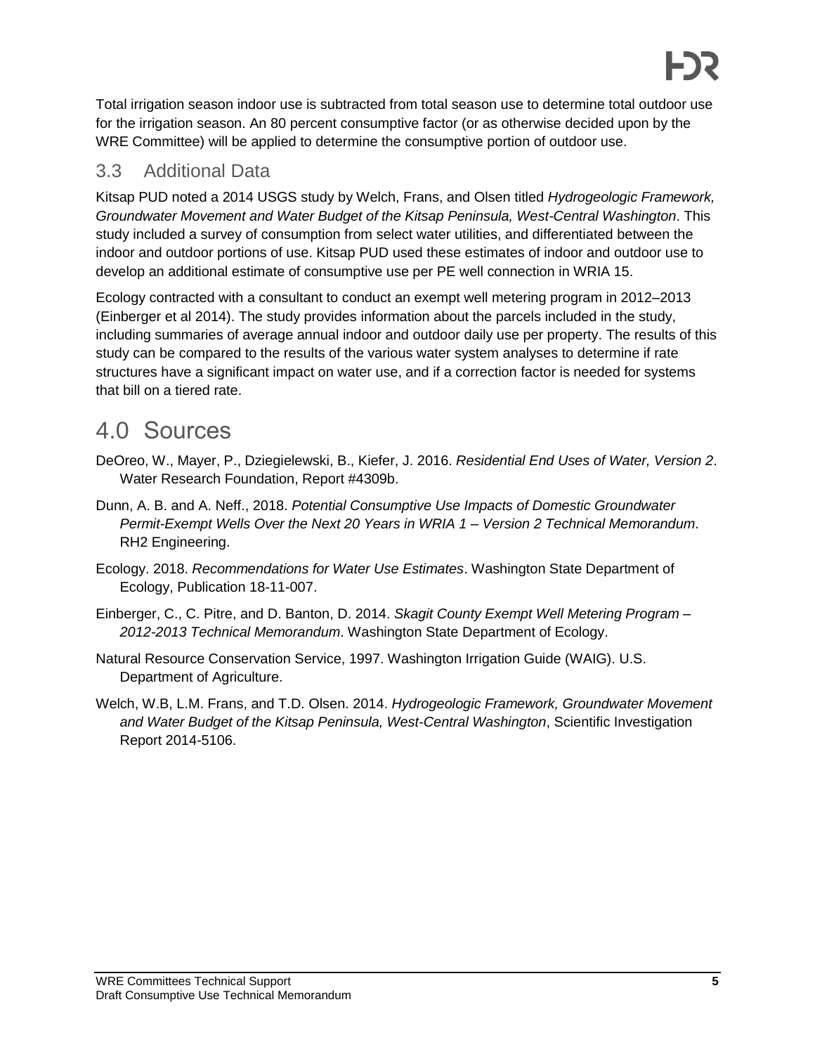Total irrigation season indoor use is subtracted from total season use to determine total outdoor use for the irrigation season. An 80 percent consumptive factor (or as otherwise decided upon by the WRE Committee) will be applied to determine the consumptive portion of outdoor use.

## 3.3 Additional Data

Kitsap PUD noted a 2014 USGS study by Welch, Frans, and Olsen titled *Hydrogeologic Framework, Groundwater Movement and Water Budget of the Kitsap Peninsula, West-Central Washington*. This study included a survey of consumption from select water utilities, and differentiated between the indoor and outdoor portions of use. Kitsap PUD used these estimates of indoor and outdoor use to develop an additional estimate of consumptive use per PE well connection in WRIA 15.

Ecology contracted with a consultant to conduct an exempt well metering program in 2012–2013 (Einberger et al 2014). The study provides information about the parcels included in the study, including summaries of average annual indoor and outdoor daily use per property. The results of this study can be compared to the results of the various water system analyses to determine if rate structures have a significant impact on water use, and if a correction factor is needed for systems that bill on a tiered rate.

# 4.0 Sources

DeOreo, W., Mayer, P., Dziegielewski, B., Kiefer, J. 2016. *Residential End Uses of Water, Version 2*. Water Research Foundation, Report #4309b.

Dunn, A. B. and A. Neff., 2018. *Potential Consumptive Use Impacts of Domestic Groundwater Permit-Exempt Wells Over the Next 20 Years in WRIA 1 – Version 2 Technical Memorandum*. RH2 Engineering.

Ecology. 2018. *Recommendations for Water Use Estimates*. Washington State Department of Ecology, Publication 18-11-007.

Einberger, C., C. Pitre, and D. Banton, D. 2014. *Skagit County Exempt Well Metering Program – 2012-2013 Technical Memorandum*. Washington State Department of Ecology.

Natural Resource Conservation Service, 1997. Washington Irrigation Guide (WAIG). U.S. Department of Agriculture.

Welch, W.B, L.M. Frans, and T.D. Olsen. 2014. *Hydrogeologic Framework, Groundwater Movement and Water Budget of the Kitsap Peninsula, West-Central Washington*, Scientific Investigation Report 2014-5106.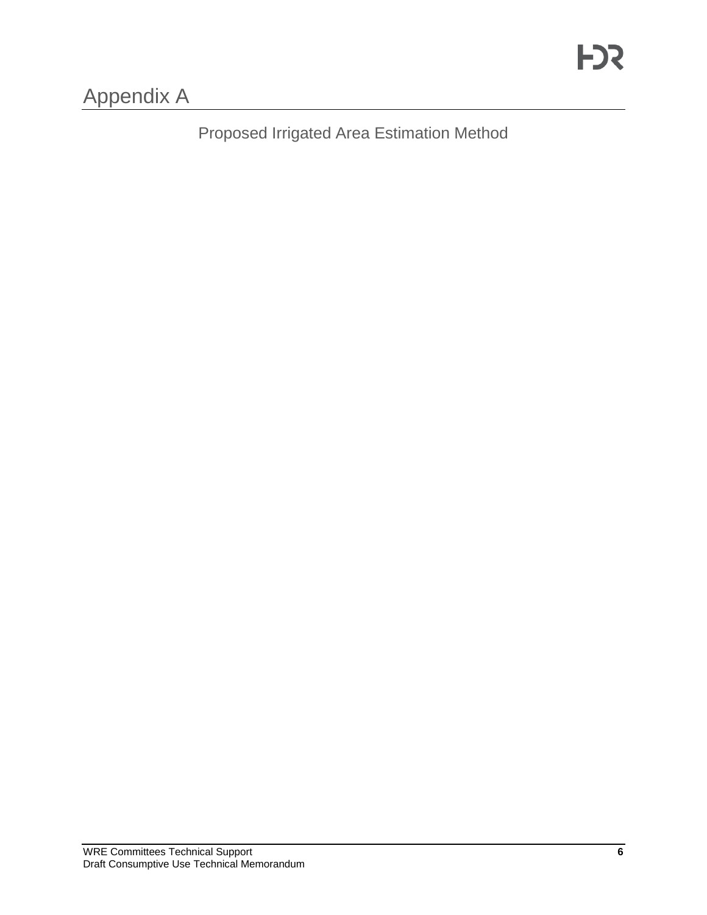# Appendix A

## Proposed Irrigated Area Estimation Method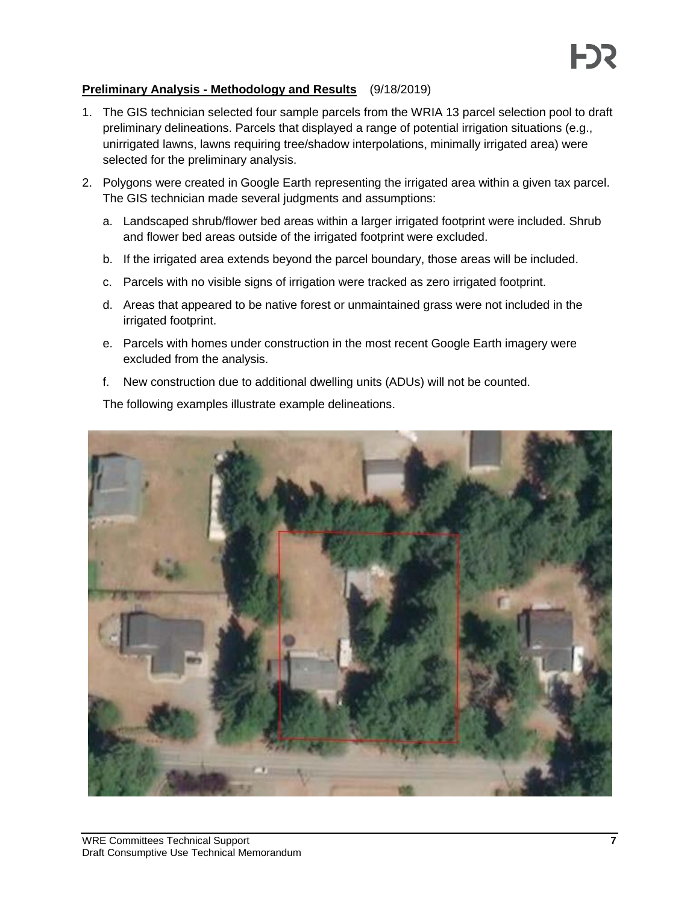**Preliminary Analysis - Methodology and Results** (9/18/2019)

1. The GIS technician selected four sample parcels from the WRIA 13 parcel selection pool to draft preliminary delineations. Parcels that displayed a range of potential irrigation situations (e.g., unirrigated lawns, lawns requiring tree/shadow interpolations, minimally irrigated area) were selected for the preliminary analysis.

2. Polygons were created in Google Earth representing the irrigated area within a given tax parcel. The GIS technician made several judgments and assumptions:

   a. Landscaped shrub/flower bed areas within a larger irrigated footprint were included. Shrub and flower bed areas outside of the irrigated footprint were excluded.

   b. If the irrigated area extends beyond the parcel boundary, those areas will be included.

   c. Parcels with no visible signs of irrigation were tracked as zero irrigated footprint.

   d. Areas that appeared to be native forest or unmaintained grass were not included in the irrigated footprint.

   e. Parcels with homes under construction in the most recent Google Earth imagery were excluded from the analysis.

   f. New construction due to additional dwelling units (ADUs) will not be counted.

   The following examples illustrate example delineations.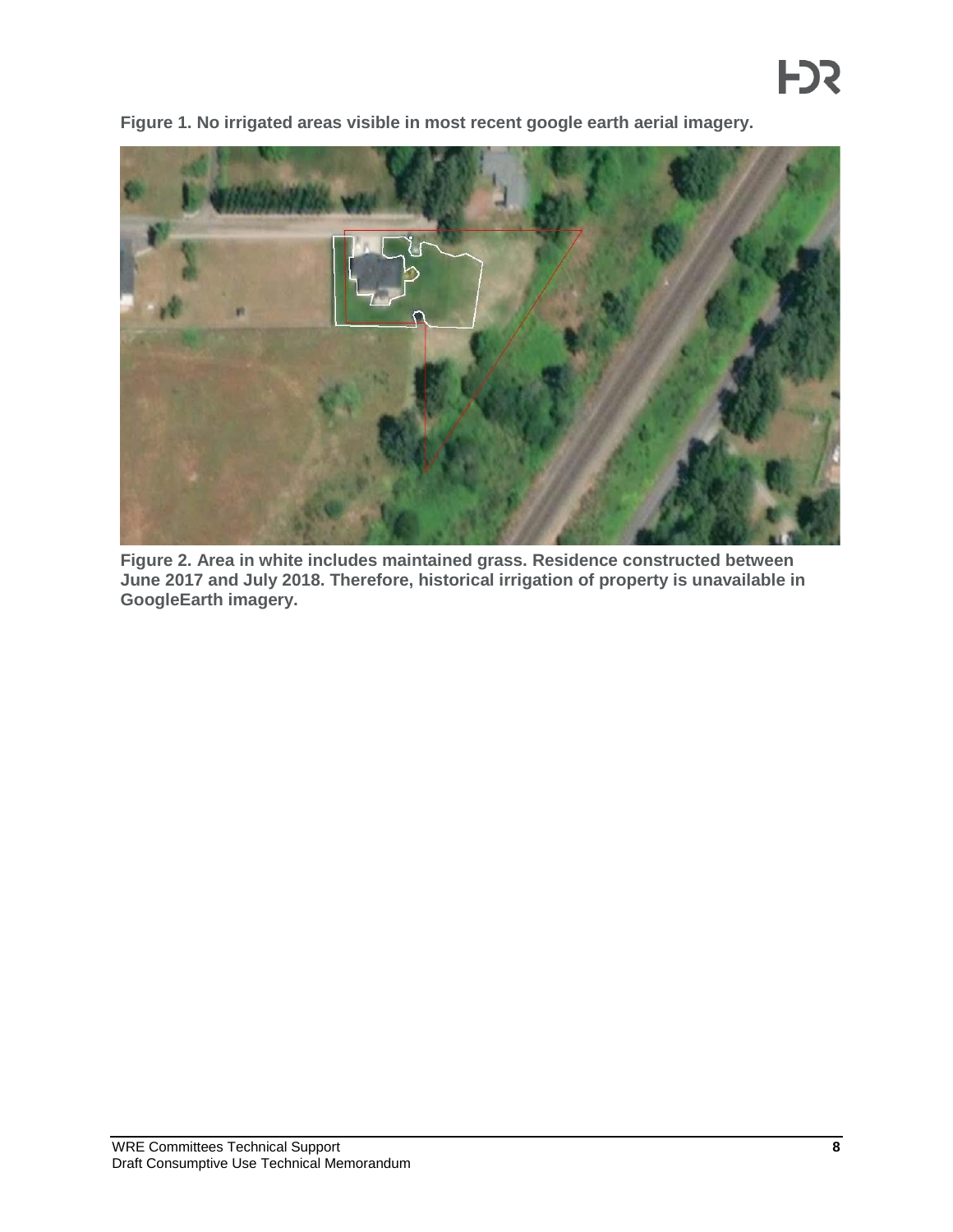**Figure 1. No irrigated areas visible in most recent google earth aerial imagery.**

**Figure 2. Area in white includes maintained grass. Residence constructed between June 2017 and July 2018. Therefore, historical irrigation of property is unavailable in GoogleEarth imagery.**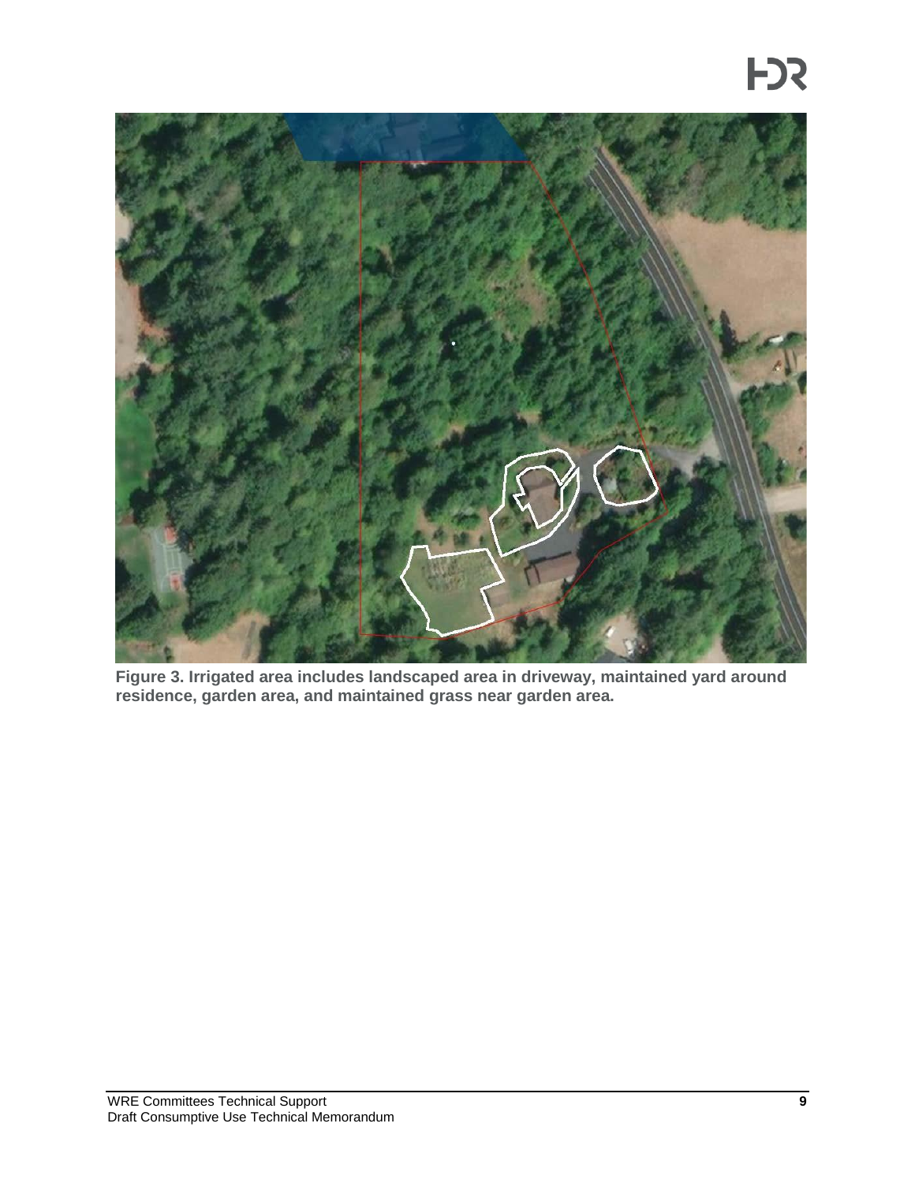**Figure 3. Irrigated area includes landscaped area in driveway, maintained yard around residence, garden area, and maintained grass near garden area.**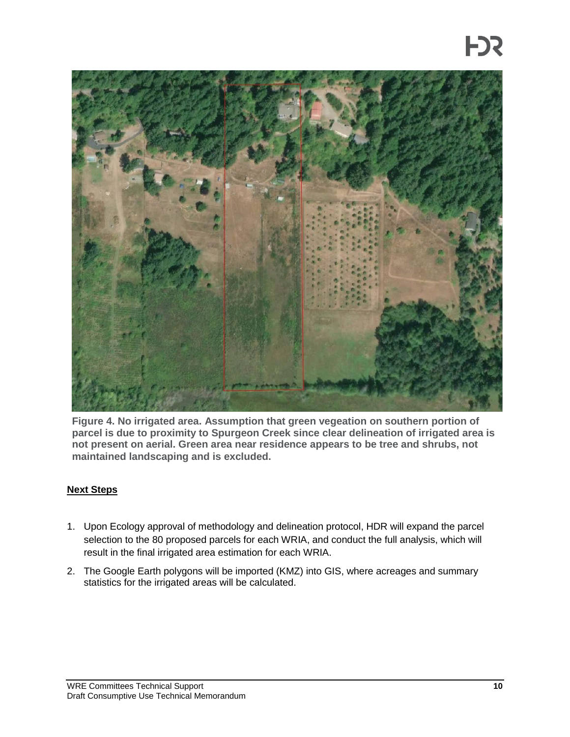**Figure 4. No irrigated area. Assumption that green vegeation on southern portion of parcel is due to proximity to Spurgeon Creek since clear delineation of irrigated area is not present on aerial. Green area near residence appears to be tree and shrubs, not maintained landscaping and is excluded.**

## Next Steps

1. Upon Ecology approval of methodology and delineation protocol, HDR will expand the parcel selection to the 80 proposed parcels for each WRIA, and conduct the full analysis, which will result in the final irrigated area estimation for each WRIA.
2. The Google Earth polygons will be imported (KMZ) into GIS, where acreages and summary statistics for the irrigated areas will be calculated.